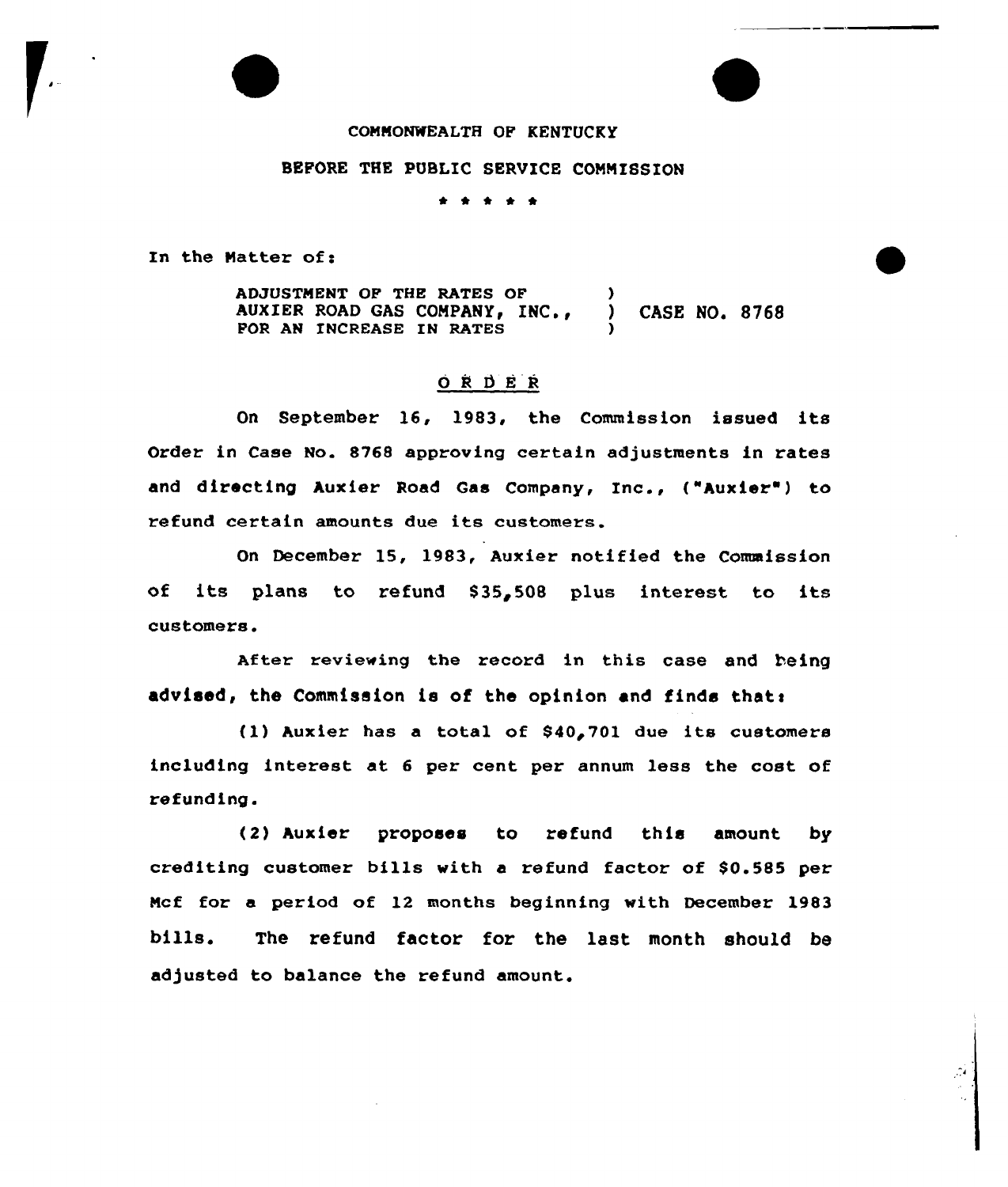COMMONWEALTH OF KENTUCKY

BEFORE THE PUBLIC SERVICE COMMISSION

\* \* \* \* \*

In the Matter of:

ADJUSTMENT OF THE RATES OF AUXIER ROAD GAS COMPANY, INC., FOR AN INCREASE IN RATES ) CASE NO. 8768

## ORDER

On September 16, 1983, the Commission issued its Order in Case No. 8768 approving certain adjustments in rates and directing Auxier Road Gas Company, Inc., ("Auxier") to refund certain amounts due its customers.

On December 15, 1983, Auxier notified the Commission of its plans to refund $35,508 plus interest to its customers.

After reviewing the record in this case and being advised, the Commission is of the opinion and finds that:

(1) Auxier has a total of $40,701 due its customers including interest at 6 per cent per annum less the cost of refunding.

(2) Auxier proposes to refund this amount by crediting customer bills with a refund factor of $0.585 per Mcf for a period of 12 months beginning with December 1983 bills. The refund factor for the last month should be adjusted to balance the refund amount.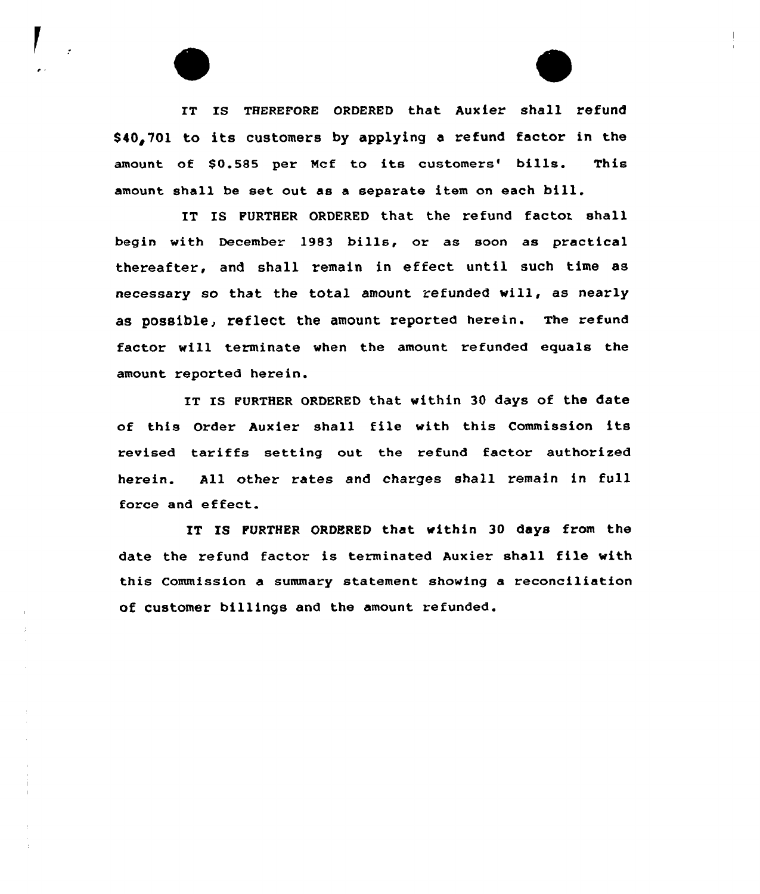IT IS THEREFORE ORDERED that Auxier shall refund $40,701 to its customers by applying a refund factor in the amount of $0.585 per Mcf to its customers' bills. This amount shall be set out as a separate item on each bill.

IT IS FURTHER ORDERED that the refund factor shall begin with December 1983 bills, or as soon as practical thereafter, and shall remain in effect until such time as necessary so that the total amount refunded will, as nearly as possible, reflect the amount reported herein. The refund factor will terminate when the amount refunded equals the amount reported herein.

IT IS FURTHER ORDERED that within 30 days of the date of this Order Auxier shall file with this Commission its revised tariffs setting out the refund factor authorized herein. All other rates and charges shall remain in full force and effect.

IT IS FURTHER ORDERED that within 30 days from the date the refund factor is terminated Auxier shall file with this Commission a summary statement showing a reconciliation of customer billings and the amount refunded.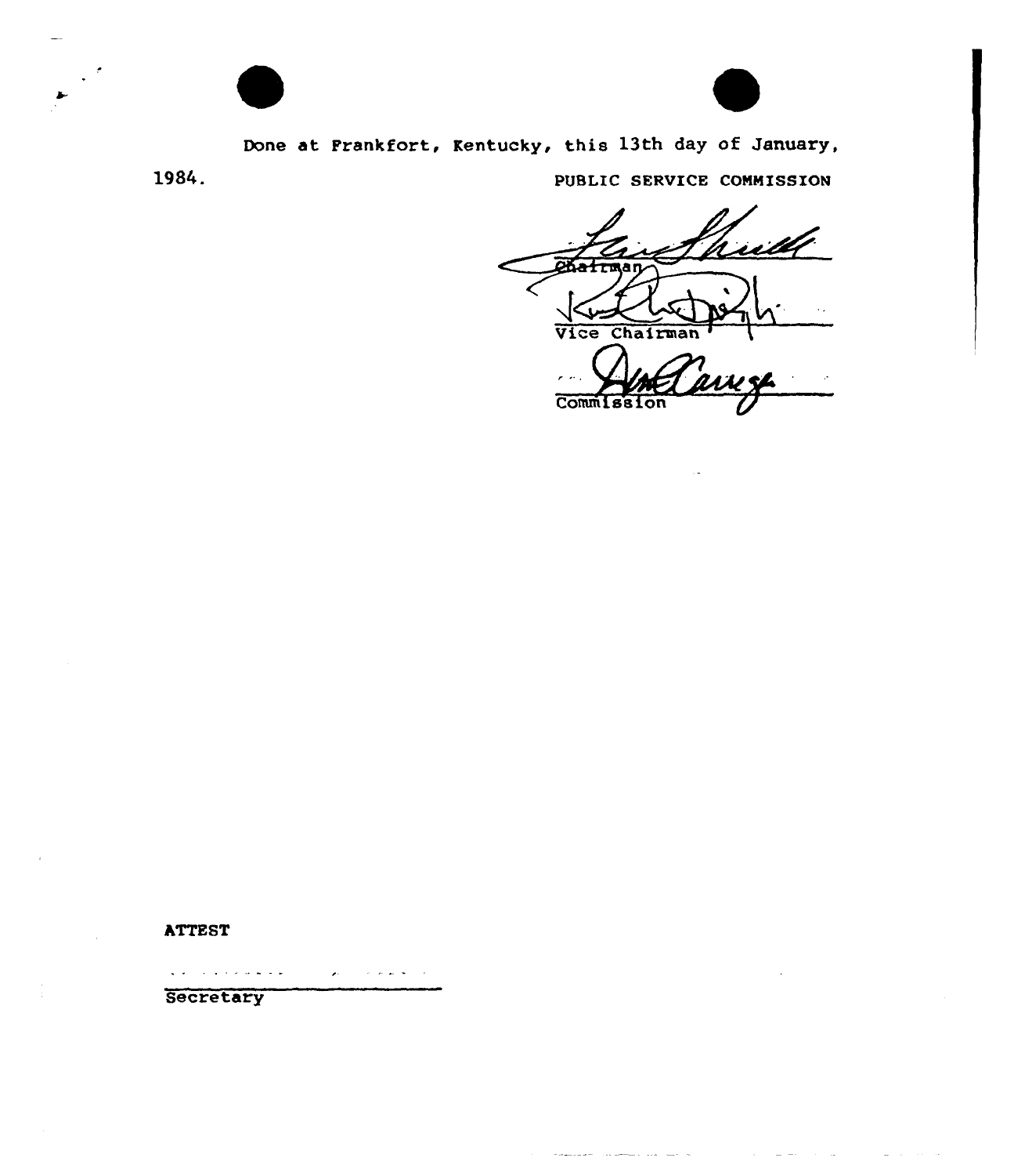Done at Frankfort, Kentucky, this 13th day of January, 1984.

PUBLIC SERVICE COMMISSION

Chairman

Vice Chairman

Commission

ATTEST

Secretary